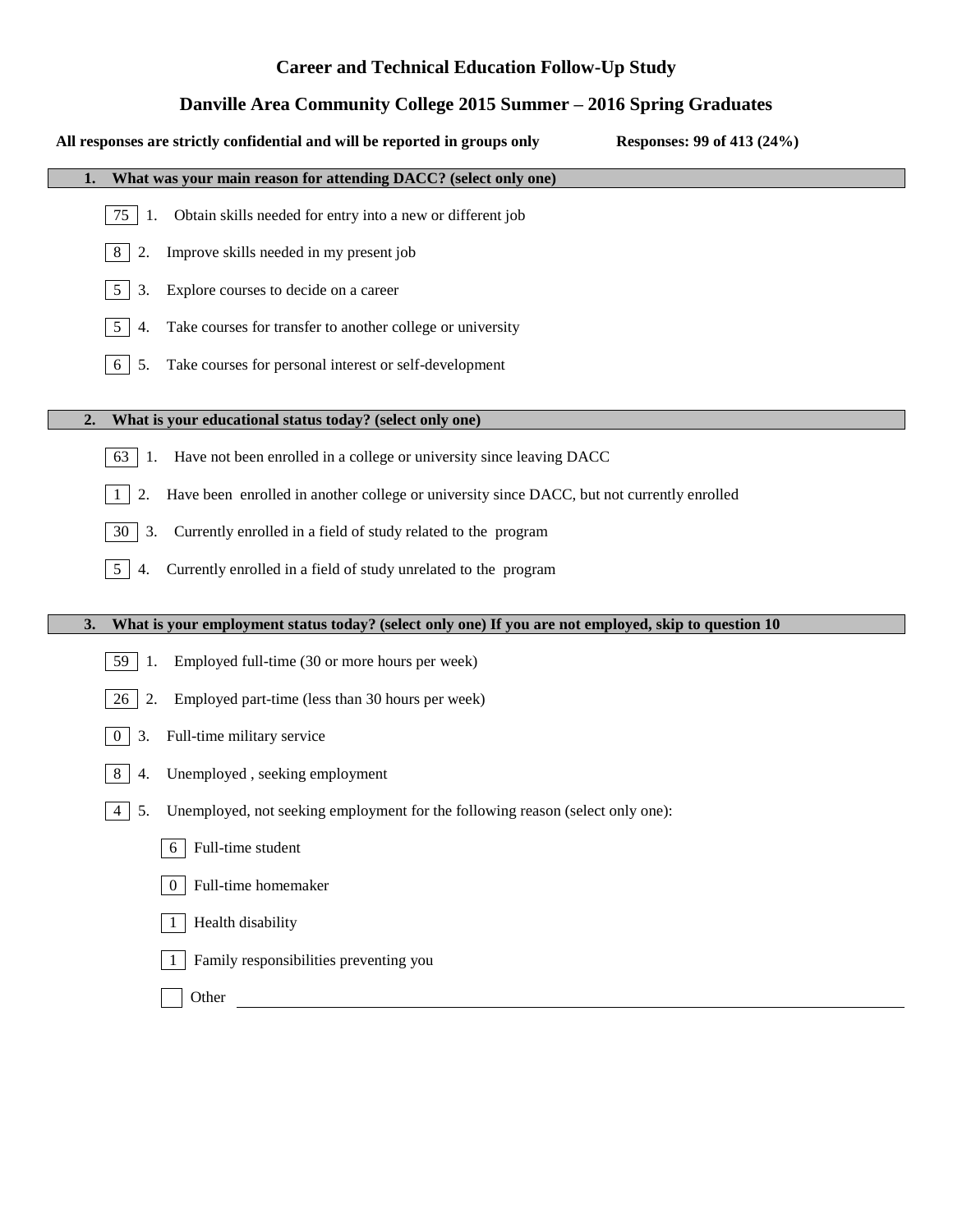# Career and Technical Education Follow-Up Study

## Danville Area Community College 2015 Summer – 2016 Spring Graduates

**All responses are strictly confidential and will be reported in groups only** **Responses: 99 of 413 (24%)**

### 1. What was your main reason for attending DACC? (select only one)

- [75] 1. Obtain skills needed for entry into a new or different job
- [8] 2. Improve skills needed in my present job
- [5] 3. Explore courses to decide on a career
- [5] 4. Take courses for transfer to another college or university
- [6] 5. Take courses for personal interest or self-development

### 2. What is your educational status today? (select only one)

- [63] 1. Have not been enrolled in a college or university since leaving DACC
- [1] 2. Have been enrolled in another college or university since DACC, but not currently enrolled
- [30] 3. Currently enrolled in a field of study related to the program
- [5] 4. Currently enrolled in a field of study unrelated to the program

### 3. What is your employment status today? (select only one) If you are not employed, skip to question 10

- [59] 1. Employed full-time (30 or more hours per week)
- [26] 2. Employed part-time (less than 30 hours per week)
- [0] 3. Full-time military service
- [8] 4. Unemployed , seeking employment
- [4] 5. Unemployed, not seeking employment for the following reason (select only one):
  - [6] Full-time student
  - [0] Full-time homemaker
  - [1] Health disability
  - [1] Family responsibilities preventing you
  - [ ] Other ______________________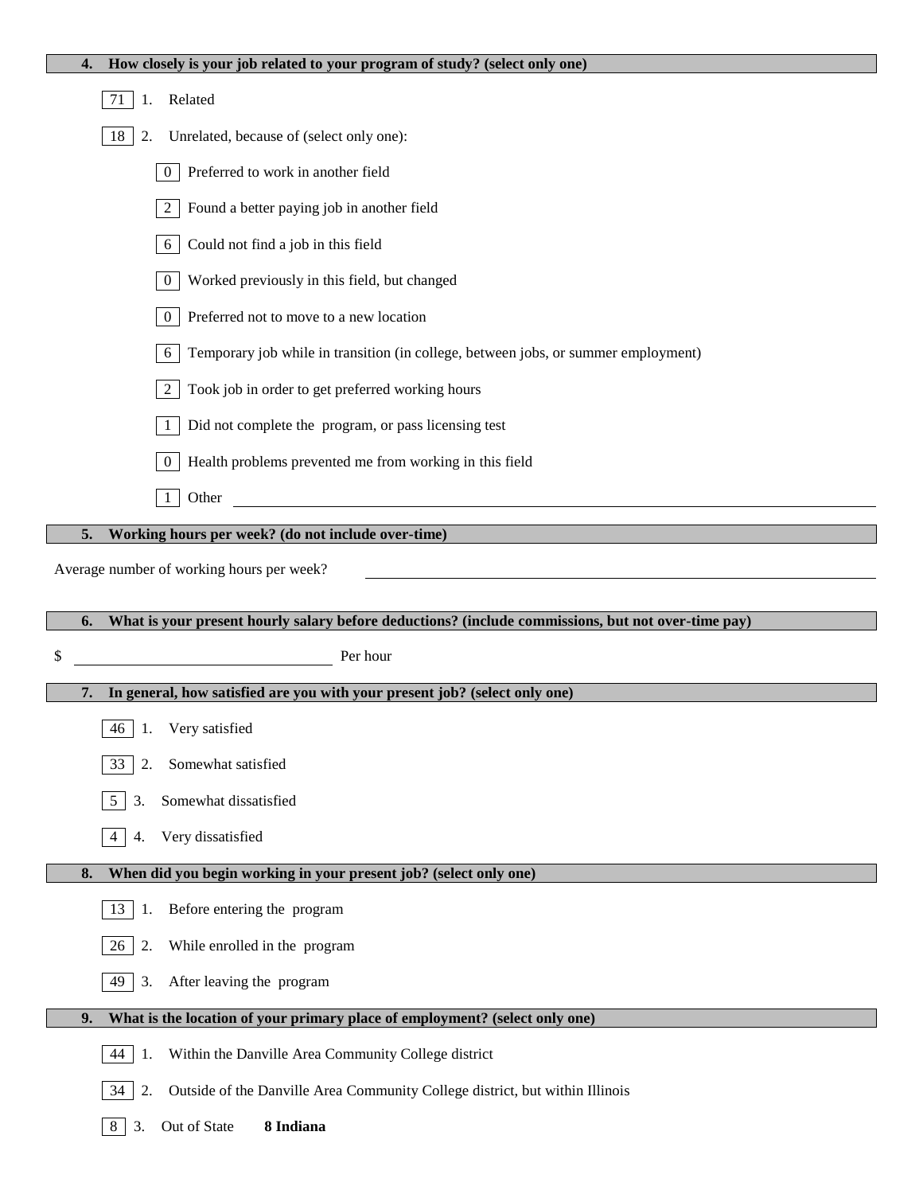**4. How closely is your job related to your program of study? (select only one)**

71 1. Related

18 2. Unrelated, because of (select only one):

- 0 Preferred to work in another field
- 2 Found a better paying job in another field
- 6 Could not find a job in this field
- 0 Worked previously in this field, but changed
- 0 Preferred not to move to a new location
- 6 Temporary job while in transition (in college, between jobs, or summer employment)
- 2 Took job in order to get preferred working hours
- 1 Did not complete the program, or pass licensing test
- 0 Health problems prevented me from working in this field
- 1 Other \_\_\_\_\_\_\_\_\_\_\_\_\_\_\_\_\_\_\_\_

**5. Working hours per week? (do not include over-time)**

Average number of working hours per week? \_\_\_\_\_\_\_\_\_\_\_\_\_\_\_\_\_\_\_\_

**6. What is your present hourly salary before deductions? (include commissions, but not over-time pay)**

$ \_\_\_\_\_\_\_\_\_\_\_\_\_\_\_\_\_\_\_\_ Per hour

**7. In general, how satisfied are you with your present job? (select only one)**

46 1. Very satisfied

33 2. Somewhat satisfied

5 3. Somewhat dissatisfied

4 4. Very dissatisfied

**8. When did you begin working in your present job? (select only one)**

13 1. Before entering the program

26 2. While enrolled in the program

49 3. After leaving the program

**9. What is the location of your primary place of employment? (select only one)**

44 1. Within the Danville Area Community College district

34 2. Outside of the Danville Area Community College district, but within Illinois

8 3. Out of State **8 Indiana**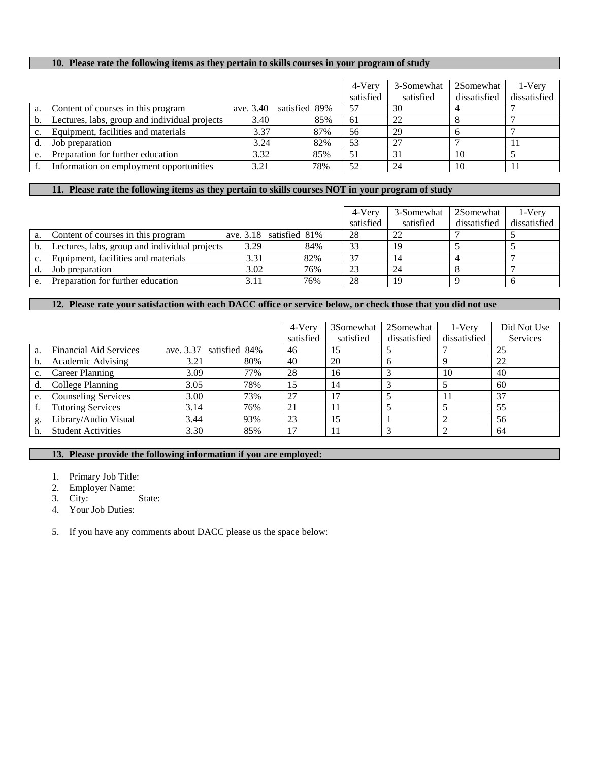## 10. Please rate the following items as they pertain to skills courses in your program of study

| | | | | 4-Very satisfied | 3-Somewhat satisfied | 2Somewhat dissatisfied | 1-Very dissatisfied |
|---|---|---|---|---|---|---|---|
| a. | Content of courses in this program | ave. 3.40 | satisfied 89% | 57 | 30 | 4 | 7 |
| b. | Lectures, labs, group and individual projects | 3.40 | 85% | 61 | 22 | 8 | 7 |
| c. | Equipment, facilities and materials | 3.37 | 87% | 56 | 29 | 6 | 7 |
| d. | Job preparation | 3.24 | 82% | 53 | 27 | 7 | 11 |
| e. | Preparation for further education | 3.32 | 85% | 51 | 31 | 10 | 5 |
| f. | Information on employment opportunities | 3.21 | 78% | 52 | 24 | 10 | 11 |

## 11. Please rate the following items as they pertain to skills courses NOT in your program of study

| | | | | 4-Very satisfied | 3-Somewhat satisfied | 2Somewhat dissatisfied | 1-Very dissatisfied |
|---|---|---|---|---|---|---|---|
| a. | Content of courses in this program | ave. 3.18 | satisfied 81% | 28 | 22 | 7 | 5 |
| b. | Lectures, labs, group and individual projects | 3.29 | 84% | 33 | 19 | 5 | 5 |
| c. | Equipment, facilities and materials | 3.31 | 82% | 37 | 14 | 4 | 7 |
| d. | Job preparation | 3.02 | 76% | 23 | 24 | 8 | 7 |
| e. | Preparation for further education | 3.11 | 76% | 28 | 19 | 9 | 6 |

## 12. Please rate your satisfaction with each DACC office or service below, or check those that you did not use

| | | | | 4-Very satisfied | 3Somewhat satisfied | 2Somewhat dissatisfied | 1-Very dissatisfied | Did Not Use Services |
|---|---|---|---|---|---|---|---|---|
| a. | Financial Aid Services | ave. 3.37 | satisfied 84% | 46 | 15 | 5 | 7 | 25 |
| b. | Academic Advising | 3.21 | 80% | 40 | 20 | 6 | 9 | 22 |
| c. | Career Planning | 3.09 | 77% | 28 | 16 | 3 | 10 | 40 |
| d. | College Planning | 3.05 | 78% | 15 | 14 | 3 | 5 | 60 |
| e. | Counseling Services | 3.00 | 73% | 27 | 17 | 5 | 11 | 37 |
| f. | Tutoring Services | 3.14 | 76% | 21 | 11 | 5 | 5 | 55 |
| g. | Library/Audio Visual | 3.44 | 93% | 23 | 15 | 1 | 2 | 56 |
| h. | Student Activities | 3.30 | 85% | 17 | 11 | 3 | 2 | 64 |

## 13. Please provide the following information if you are employed:

1. Primary Job Title:
2. Employer Name:
3. City: State:
4. Your Job Duties:

5. If you have any comments about DACC please us the space below: